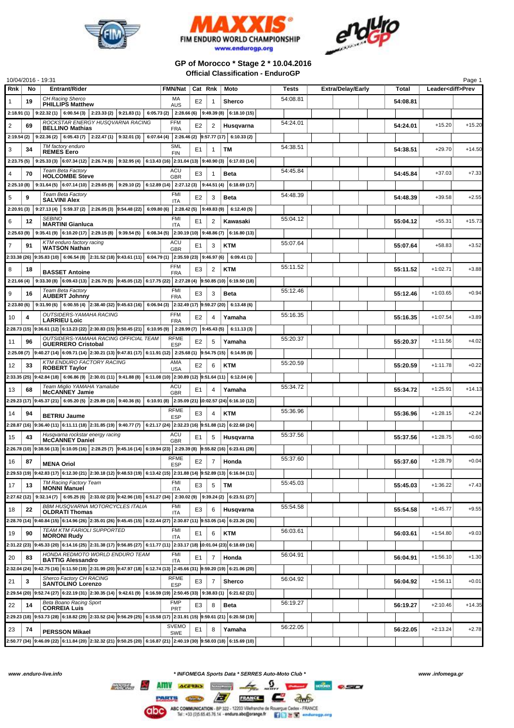# FIM ENDURO WORLD CHAMPIONSHIP

www.endurogp.org

## GP of Morocco * Stage 2 * 10.04.2016

### Official Classification - EnduroGP

10/04/2016 - 19:31

| Rnk | No | Entrant/Rider | FMN/Nat | Cat | Rnk | Moto | Tests | Extra/Delay/Early | Total | Leader<diff>Prev | |
|---|---|---|---|---|---|---|---|---|---|---|---|
| 1 | 19 | *CH Racing Sherco* **PHILLIPS Matthew** | MA AUS | E2 | 1 | **Sherco** | 54:08.81 | | **54:08.81** | | |
| | | 2:18.91 (1) \| 9:22.32 (1) \| 6:00.54 (3) \| 2:23.33 (2) \| 9:21.83 (1) \| 6:05.73 (2) \| 2:28.66 (6) \| 9:49.39 (8) \| 6:18.10 (15) | | | | | | | | | |
| 2 | 69 | *ROCKSTAR ENERGY HUSQVARNA RACING* **BELLINO Mathias** | FFM FRA | E2 | 2 | **Husqvarna** | 54:24.01 | | **54:24.01** | +15.20 | +15.20 |
| | | 2:19.54 (2) \| 9:22.36 (2) \| 6:05.43 (7) \| 2:22.47 (1) \| 9:32.01 (3) \| 6:07.64 (4) \| 2:26.46 (2) \| 9:57.77 (17) \| 6:10.33 (2) | | | | | | | | | |
| 3 | 34 | *TM factory enduro* **REMES Eero** | SML FIN | E1 | 1 | **TM** | 54:38.51 | | **54:38.51** | +29.70 | +14.50 |
| | | 2:23.75 (5) \| 9:25.33 (3) \| 6:07.34 (12) \| 2:26.74 (6) \| 9:32.95 (4) \| 6:13.43 (16) \| 2:31.04 (13) \| 9:40.90 (3) \| 6:17.03 (14) | | | | | | | | | |
| 4 | 70 | *Team Beta Factory* **HOLCOMBE Steve** | ACU GBR | E3 | 1 | **Beta** | 54:45.84 | | **54:45.84** | +37.03 | +7.33 |
| | | 2:25.10 (8) \| 9:31.64 (5) \| 6:07.14 (10) \| 2:29.65 (9) \| 9:29.10 (2) \| 6:12.89 (14) \| 2:27.12 (3) \| 9:44.51 (4) \| 6:18.69 (17) | | | | | | | | | |
| 5 | 9 | *Team Beta Factory* **SALVINI Alex** | FMI ITA | E2 | 3 | **Beta** | 54:48.39 | | **54:48.39** | +39.58 | +2.55 |
| | | 2:20.91 (3) \| 9:27.13 (4) \| 5:59.37 (2) \| 2:26.05 (3) \| 9:54.48 (22) \| 6:09.80 (6) \| 2:28.42 (5) \| 9:49.83 (9) \| 6:12.40 (5) | | | | | | | | | |
| 6 | 12 | *SEBINO* **MARTINI Gianluca** | FMI ITA | E1 | 2 | **Kawasaki** | 55:04.12 | | **55:04.12** | +55.31 | +15.73 |
| | | 2:25.63 (9) \| 9:35.41 (9) \| 6:10.20 (17) \| 2:29.15 (8) \| 9:39.54 (5) \| 6:08.34 (5) \| 2:30.19 (10) \| 9:48.86 (7) \| 6:16.80 (13) | | | | | | | | | |
| 7 | 91 | *KTM enduro factory racing* **WATSON Nathan** | ACU GBR | E1 | 3 | **KTM** | 55:07.64 | | **55:07.64** | +58.83 | +3.52 |
| | | 2:33.38 (26) \| 9:35.83 (10) \| 6:06.54 (8) \| 2:31.52 (18) \| 9:43.61 (11) \| 6:04.79 (1) \| 2:35.59 (23) \| 9:46.97 (6) \| 6:09.41 (1) | | | | | | | | | |
| 8 | 18 | **BASSET Antoine** | FFM FRA | E3 | 2 | **KTM** | 55:11.52 | | **55:11.52** | +1:02.71 | +3.88 |
| | | 2:21.66 (4) \| 9:33.30 (8) \| 6:09.43 (13) \| 2:26.70 (5) \| 9:45.05 (12) \| 6:17.75 (22) \| 2:27.28 (4) \| 9:50.85 (10) \| 6:19.50 (18) | | | | | | | | | |
| 9 | 16 | *Team Beta Factory* **AUBERT Johnny** | FMI FRA | E3 | 3 | **Beta** | 55:12.46 | | **55:12.46** | +1:03.65 | +0.94 |
| | | 2:23.80 (6) \| 9:31.90 (6) \| 6:00.55 (4) \| 2:38.40 (32) \| 9:45.63 (16) \| 6:06.94 (3) \| 2:32.49 (17) \| 9:59.27 (20) \| 6:13.48 (6) | | | | | | | | | |
| 10 | 4 | *OUTSIDERS-YAMAHA RACING* **LARRIEU Loic** | FFM FRA | E2 | 4 | **Yamaha** | 55:16.35 | | **55:16.35** | +1:07.54 | +3.89 |
| | | 2:28.73 (15) \| 9:36.61 (12) \| 6:13.23 (22) \| 2:30.83 (15) \| 9:50.45 (21) \| 6:10.95 (9) \| 2:28.99 (7) \| 9:45.43 (5) \| 6:11.13 (3) | | | | | | | | | |
| 11 | 96 | *OUTSIDERS-YAMAHA RACING OFFICIAL TEAM* **GUERRERO Cristobal** | RFME ESP | E2 | 5 | **Yamaha** | 55:20.37 | | **55:20.37** | +1:11.56 | +4.02 |
| | | 2:25.08 (7) \| 9:40.27 (14) \| 6:09.71 (14) \| 2:30.21 (13) \| 9:47.81 (17) \| 6:11.91 (12) \| 2:25.68 (1) \| 9:54.75 (15) \| 6:14.95 (8) | | | | | | | | | |
| 12 | 33 | *KTM ENDURO FACTORY RACING* **ROBERT Taylor** | AMA USA | E2 | 6 | **KTM** | 55:20.59 | | **55:20.59** | +1:11.78 | +0.22 |
| | | 2:33.35 (25) \| 9:42.84 (18) \| 6:06.86 (9) \| 2:30.01 (11) \| 9:41.88 (8) \| 6:11.08 (10) \| 2:30.89 (12) \| 9:51.64 (11) \| 6:12.04 (4) | | | | | | | | | |
| 13 | 68 | *Team Miglio YAMAHA Yamalube* **McCANNEY Jamie** | ACU GBR | E1 | 4 | **Yamaha** | 55:34.72 | | **55:34.72** | +1:25.91 | +14.13 |
| | | 2:29.23 (17) \| 9:45.37 (21) \| 6:05.20 (5) \| 2:29.89 (10) \| 9:40.36 (6) \| 6:10.91 (8) \| 2:35.09 (21) \| 10:02.57 (24) \| 6:16.10 (12) | | | | | | | | | |
| 14 | 94 | **BETRIU Jaume** | RFME ESP | E3 | 4 | **KTM** | 55:36.96 | | **55:36.96** | +1:28.15 | +2.24 |
| | | 2:28.87 (16) \| 9:36.40 (11) \| 6:11.11 (18) \| 2:31.85 (19) \| 9:40.77 (7) \| 6:21.17 (24) \| 2:32.23 (16) \| 9:51.88 (12) \| 6:22.68 (24) | | | | | | | | | |
| 15 | 43 | *Husqvarna rockstar energy racing* **McCANNEY Daniel** | ACU GBR | E1 | 5 | **Husqvarna** | 55:37.56 | | **55:37.56** | +1:28.75 | +0.60 |
| | | 2:26.78 (10) \| 9:38.56 (13) \| 6:10.05 (16) \| 2:28.25 (7) \| 9:45.16 (14) \| 6:19.94 (23) \| 2:29.39 (8) \| 9:55.82 (16) \| 6:23.61 (28) | | | | | | | | | |
| 16 | 87 | **MENA Oriol** | RFME ESP | E2 | 7 | **Honda** | 55:37.60 | | **55:37.60** | +1:28.79 | +0.04 |
| | | 2:29.53 (19) \| 9:42.83 (17) \| 6:12.30 (21) \| 2:30.18 (12) \| 9:48.53 (19) \| 6:13.42 (15) \| 2:31.88 (14) \| 9:52.89 (13) \| 6:16.04 (11) | | | | | | | | | |
| 17 | 13 | *TM Racing Factory Team* **MONNI Manuel** | FMI ITA | E3 | 5 | **TM** | 55:45.03 | | **55:45.03** | +1:36.22 | +7.43 |
| | | 2:27.62 (12) \| 9:32.14 (7) \| 6:05.25 (6) \| 2:33.02 (23) \| 9:42.96 (10) \| 6:51.27 (34) \| 2:30.02 (9) \| 9:39.24 (2) \| 6:23.51 (27) | | | | | | | | | |
| 18 | 22 | *BBM HUSQVARNA MOTORCYCLES ITALIA* **OLDRATI Thomas** | FMI ITA | E3 | 6 | **Husqvarna** | 55:54.58 | | **55:54.58** | +1:45.77 | +9.55 |
| | | 2:28.70 (14) \| 9:40.84 (15) \| 6:14.96 (26) \| 2:35.01 (26) \| 9:45.45 (15) \| 6:22.44 (27) \| 2:30.87 (11) \| 9:53.05 (14) \| 6:23.26 (26) | | | | | | | | | |
| 19 | 90 | *TEAM KTM FARIOLI SUPPORTED* **MORONI Rudy** | FMI ITA | E1 | 6 | **KTM** | 56:03.61 | | **56:03.61** | +1:54.80 | +9.03 |
| | | 2:31.22 (23) \| 9:45.33 (20) \| 6:14.16 (25) \| 2:31.38 (17) \| 9:56.85 (27) \| 6:11.77 (11) \| 2:33.17 (18) \| 10:01.04 (23) \| 6:18.69 (16) | | | | | | | | | |
| 20 | 83 | *HONDA REDMOTO WORLD ENDURO TEAM* **BATTIG Alessandro** | FMI ITA | E1 | 7 | **Honda** | 56:04.91 | | **56:04.91** | +1:56.10 | +1.30 |
| | | 2:32.04 (24) \| 9:42.75 (16) \| 6:11.50 (19) \| 2:31.99 (20) \| 9:47.97 (18) \| 6:12.74 (13) \| 2:45.66 (31) \| 9:59.20 (19) \| 6:21.06 (20) | | | | | | | | | |
| 21 | 3 | *Sherco Factory CH RACING* **SANTOLINO Lorenzo** | RFME ESP | E3 | 7 | **Sherco** | 56:04.92 | | **56:04.92** | +1:56.11 | +0.01 |
| | | 2:29.54 (20) \| 9:52.74 (27) \| 6:22.19 (31) \| 2:30.35 (14) \| 9:42.61 (9) \| 6:16.59 (19) \| 2:50.45 (33) \| 9:38.83 (1) \| 6:21.62 (21) | | | | | | | | | |
| 22 | 14 | *Beta Boano Racing Sport* **CORREIA Luis** | FMP PRT | E3 | 8 | **Beta** | 56:19.27 | | **56:19.27** | +2:10.46 | +14.35 |
| | | 2:29.23 (18) \| 9:53.73 (28) \| 6:18.82 (29) \| 2:33.52 (24) \| 9:56.29 (25) \| 6:15.58 (17) \| 2:31.91 (15) \| 9:59.61 (21) \| 6:20.58 (19) | | | | | | | | | |
| 23 | 74 | **PERSSON Mikael** | SVEMO SWE | E1 | 8 | **Yamaha** | 56:22.05 | | **56:22.05** | +2:13.24 | +2.78 |
| | | 2:50.77 (34) \| 9:46.09 (22) \| 6:11.84 (20) \| 2:32.32 (21) \| 9:50.25 (20) \| 6:16.87 (21) \| 2:40.19 (30) \| 9:58.03 (18) \| 6:15.69 (10) | | | | | | | | | |

www.enduro-live.info * INFOMEGA Sports Data * SERRES Auto-Moto Club * www.infomega.gr

ABC COMMUNICATION - BP 322 - 12203 Villefranche de Rouergue Cedex - FRANCE Tel : +33 (0)5.65.45.76.14 - enduro.abc@orange.fr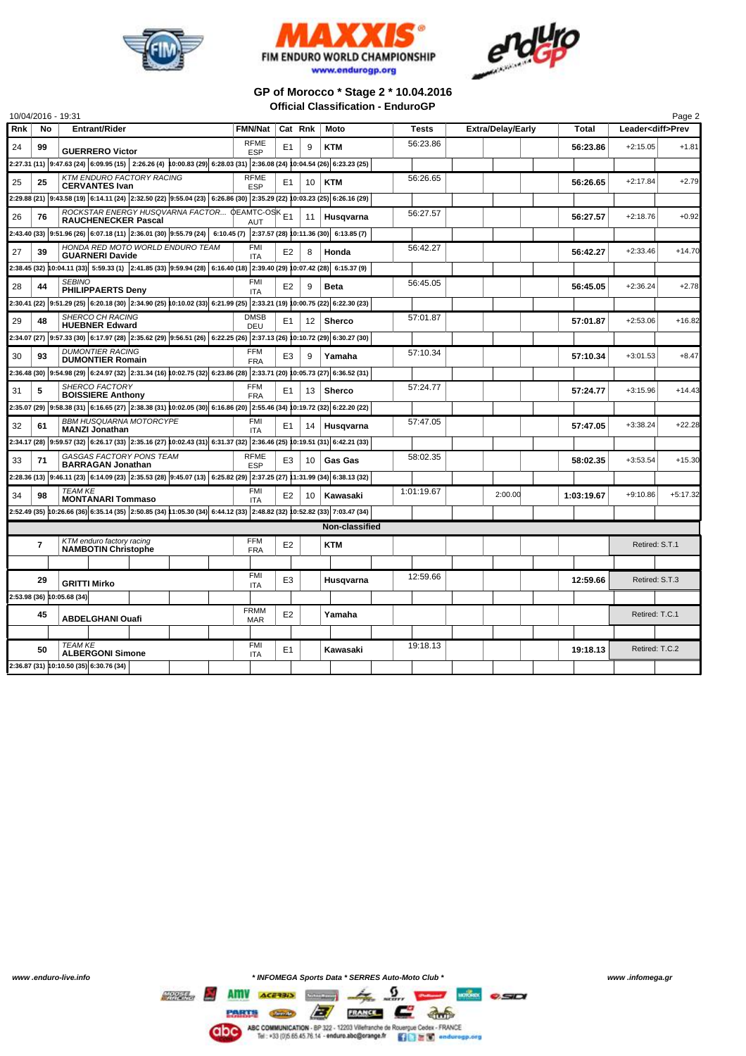## GP of Morocco * Stage 2 * 10.04.2016

### Official Classification - EnduroGP

10/04/2016 - 19:31

| Rnk | No | Entrant/Rider | FMN/Nat | Cat | Rnk | Moto | Tests | Extra/Delay/Early | Total | Leader<diff>Prev | |
|---|---|---|---|---|---|---|---|---|---|---|---|
| 24 | 99 | **GUERRERO Victor** | RFME ESP | E1 | 9 | **KTM** | 56:23.86 | | **56:23.86** | +2:15.05 | +1.81 |
| | | 2:27.31 (11) 9:47.63 (24) 6:09.95 (15) 2:26.26 (4) 10:00.83 (29) 6:28.03 (31) 2:36.08 (24) 10:04.54 (26) 6:23.23 (25) | | | | | | | | | |
| 25 | 25 | *KTM ENDURO FACTORY RACING* **CERVANTES Ivan** | RFME ESP | E1 | 10 | **KTM** | 56:26.65 | | **56:26.65** | +2:17.84 | +2.79 |
| | | 2:29.88 (21) 9:43.58 (19) 6:14.11 (24) 2:32.50 (22) 9:55.04 (23) 6:26.86 (30) 2:35.29 (22) 10:03.23 (25) 6:26.16 (29) | | | | | | | | | |
| 26 | 76 | *ROCKSTAR ENERGY HUSQVARNA FACTOR...* **RAUCHENECKER Pascal** | OEAMTC-OSK AUT | E1 | 11 | **Husqvarna** | 56:27.57 | | **56:27.57** | +2:18.76 | +0.92 |
| | | 2:43.40 (33) 9:51.96 (26) 6:07.18 (11) 2:36.01 (30) 9:55.79 (24) 6:10.45 (7) 2:37.57 (28) 10:11.36 (30) 6:13.85 (7) | | | | | | | | | |
| 27 | 39 | *HONDA RED MOTO WORLD ENDURO TEAM* **GUARNERI Davide** | FMI ITA | E2 | 8 | **Honda** | 56:42.27 | | **56:42.27** | +2:33.46 | +14.70 |
| | | 2:38.45 (32) 10:04.11 (33) 5:59.33 (1) 2:41.85 (33) 9:59.94 (28) 6:16.40 (18) 2:39.40 (29) 10:07.42 (28) 6:15.37 (9) | | | | | | | | | |
| 28 | 44 | *SEBINO* **PHILIPPAERTS Deny** | FMI ITA | E2 | 9 | **Beta** | 56:45.05 | | **56:45.05** | +2:36.24 | +2.78 |
| | | 2:30.41 (22) 9:51.29 (25) 6:20.18 (30) 2:34.90 (25) 10:10.02 (33) 6:21.99 (25) 2:33.21 (19) 10:00.75 (22) 6:22.30 (23) | | | | | | | | | |
| 29 | 48 | *SHERCO CH RACING* **HUEBNER Edward** | DMSB DEU | E1 | 12 | **Sherco** | 57:01.87 | | **57:01.87** | +2:53.06 | +16.82 |
| | | 2:34.07 (27) 9:57.33 (30) 6:17.97 (28) 2:35.62 (29) 9:56.51 (26) 6:22.25 (26) 2:37.13 (26) 10:10.72 (29) 6:30.27 (30) | | | | | | | | | |
| 30 | 93 | *DUMONTIER RACING* **DUMONTIER Romain** | FFM FRA | E3 | 9 | **Yamaha** | 57:10.34 | | **57:10.34** | +3:01.53 | +8.47 |
| | | 2:36.48 (30) 9:54.98 (29) 6:24.97 (32) 2:31.34 (16) 10:02.75 (32) 6:23.86 (28) 2:33.71 (20) 10:05.73 (27) 6:36.52 (31) | | | | | | | | | |
| 31 | 5 | *SHERCO FACTORY* **BOISSIERE Anthony** | FFM FRA | E1 | 13 | **Sherco** | 57:24.77 | | **57:24.77** | +3:15.96 | +14.43 |
| | | 2:35.07 (29) 9:58.38 (31) 6:16.65 (27) 2:38.38 (31) 10:02.05 (30) 6:16.86 (20) 2:55.46 (34) 10:19.72 (32) 6:22.20 (22) | | | | | | | | | |
| 32 | 61 | *BBM HUSQUARNA MOTORCYPE* **MANZI Jonathan** | FMI ITA | E1 | 14 | **Husqvarna** | 57:47.05 | | **57:47.05** | +3:38.24 | +22.28 |
| | | 2:34.17 (28) 9:59.57 (32) 6:26.17 (33) 2:35.16 (27) 10:02.43 (31) 6:31.37 (32) 2:36.46 (25) 10:19.51 (31) 6:42.21 (33) | | | | | | | | | |
| 33 | 71 | *GASGAS FACTORY PONS TEAM* **BARRAGAN Jonathan** | RFME ESP | E3 | 10 | **Gas Gas** | 58:02.35 | | **58:02.35** | +3:53.54 | +15.30 |
| | | 2:28.36 (13) 9:46.11 (23) 6:14.09 (23) 2:35.53 (28) 9:45.07 (13) 6:25.82 (29) 2:37.25 (27) 11:31.99 (34) 6:38.13 (32) | | | | | | | | | |
| 34 | 98 | *TEAM KE* **MONTANARI Tommaso** | FMI ITA | E2 | 10 | **Kawasaki** | 1:01:19.67 | 2:00.00 | **1:03:19.67** | +9:10.86 | +5:17.32 |
| | | 2:52.49 (35) 10:26.66 (36) 6:35.14 (35) 2:50.85 (34) 11:05.30 (34) 6:44.12 (33) 2:48.82 (32) 10:52.82 (33) 7:03.47 (34) | | | | | | | | | |
| | | **Non-classified** | | | | | | | | | |
| | 7 | *KTM enduro factory racing* **NAMBOTIN Christophe** | FFM FRA | E2 | | **KTM** | | | | Retired: S.T.1 | |
| | 29 | **GRITTI Mirko** | FMI ITA | E3 | | **Husqvarna** | 12:59.66 | | **12:59.66** | Retired: S.T.3 | |
| | | 2:53.98 (36) 10:05.68 (34) | | | | | | | | | |
| | 45 | **ABDELGHANI Ouafi** | FRMM MAR | E2 | | **Yamaha** | | | | Retired: T.C.1 | |
| | 50 | *TEAM KE* **ALBERGONI Simone** | FMI ITA | E1 | | **Kawasaki** | 19:18.13 | | **19:18.13** | Retired: T.C.2 | |
| | | 2:36.87 (31) 10:10.50 (35) 6:30.76 (34) | | | | | | | | | |

www .enduro-live.info    * INFOMEGA Sports Data * SERRES Auto-Moto Club *    www .infomega.gr

ABC COMMUNICATION - BP 322 - 12203 Villefranche de Rouergue Cedex - FRANCE
Tel : +33 (0)5.65.45.76.14 - enduro.abc@orange.fr